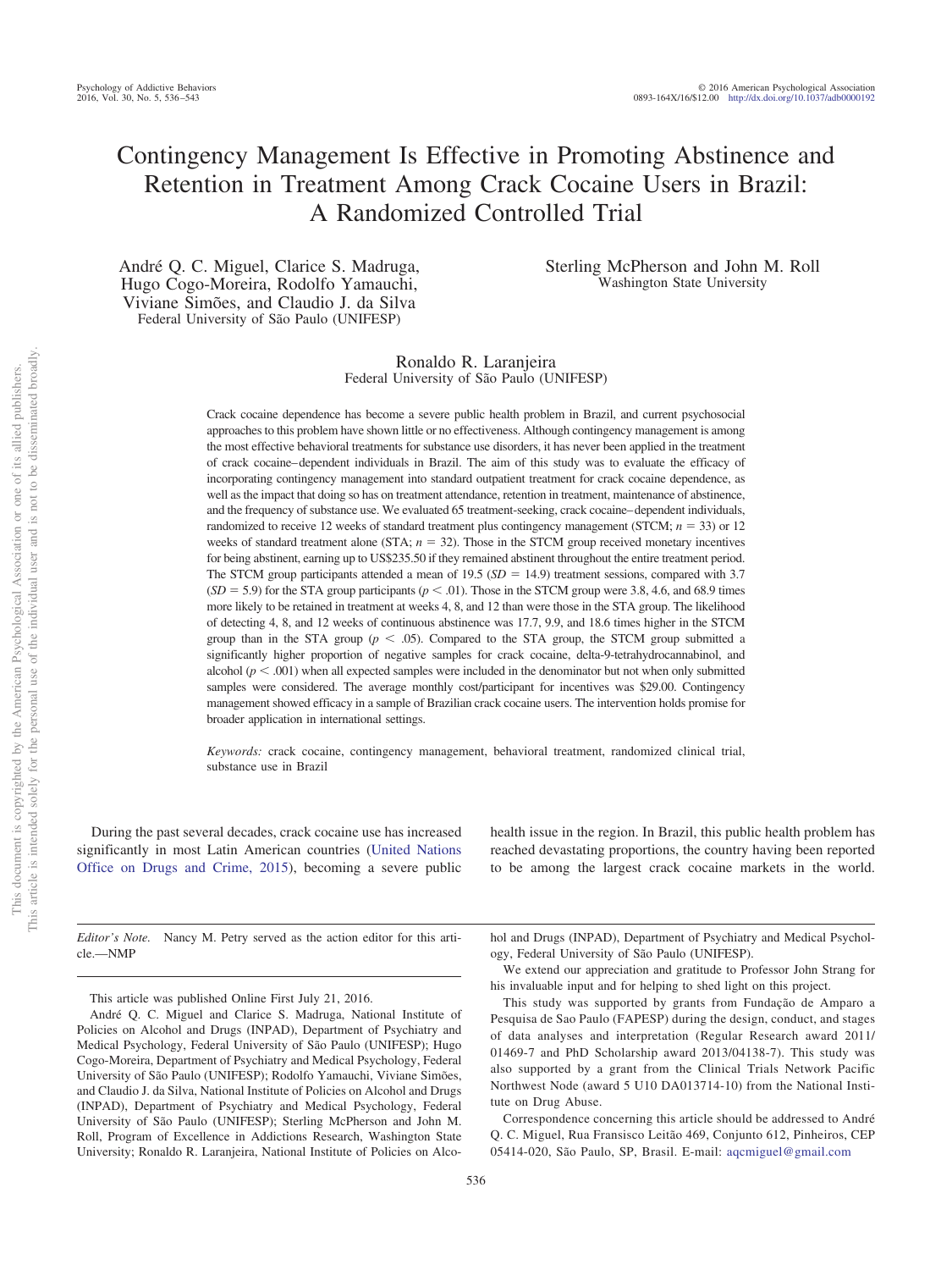# Contingency Management Is Effective in Promoting Abstinence and Retention in Treatment Among Crack Cocaine Users in Brazil: A Randomized Controlled Trial

André Q. C. Miguel, Clarice S. Madruga, Hugo Cogo-Moreira, Rodolfo Yamauchi, Viviane Simões, and Claudio J. da Silva
Federal University of São Paulo (UNIFESP)

Sterling McPherson and John M. Roll
Washington State University

Ronaldo R. Laranjeira
Federal University of São Paulo (UNIFESP)

Crack cocaine dependence has become a severe public health problem in Brazil, and current psychosocial approaches to this problem have shown little or no effectiveness. Although contingency management is among the most effective behavioral treatments for substance use disorders, it has never been applied in the treatment of crack cocaine–dependent individuals in Brazil. The aim of this study was to evaluate the efficacy of incorporating contingency management into standard outpatient treatment for crack cocaine dependence, as well as the impact that doing so has on treatment attendance, retention in treatment, maintenance of abstinence, and the frequency of substance use. We evaluated 65 treatment-seeking, crack cocaine–dependent individuals, randomized to receive 12 weeks of standard treatment plus contingency management (STCM; $n = 33$) or 12 weeks of standard treatment alone (STA; $n = 32$). Those in the STCM group received monetary incentives for being abstinent, earning up to US$235.50 if they remained abstinent throughout the entire treatment period. The STCM group participants attended a mean of 19.5 ($SD = 14.9$) treatment sessions, compared with 3.7 ($SD = 5.9$) for the STA group participants ($p < .01$). Those in the STCM group were 3.8, 4.6, and 68.9 times more likely to be retained in treatment at weeks 4, 8, and 12 than were those in the STA group. The likelihood of detecting 4, 8, and 12 weeks of continuous abstinence was 17.7, 9.9, and 18.6 times higher in the STCM group than in the STA group ($p < .05$). Compared to the STA group, the STCM group submitted a significantly higher proportion of negative samples for crack cocaine, delta-9-tetrahydrocannabinol, and alcohol ($p < .001$) when all expected samples were included in the denominator but not when only submitted samples were considered. The average monthly cost/participant for incentives was $29.00. Contingency management showed efficacy in a sample of Brazilian crack cocaine users. The intervention holds promise for broader application in international settings.

*Keywords:* crack cocaine, contingency management, behavioral treatment, randomized clinical trial, substance use in Brazil

During the past several decades, crack cocaine use has increased significantly in most Latin American countries (United Nations Office on Drugs and Crime, 2015), becoming a severe public health issue in the region. In Brazil, this public health problem has reached devastating proportions, the country having been reported to be among the largest crack cocaine markets in the world.

---

*Editor's Note.* Nancy M. Petry served as the action editor for this article.—NMP

This article was published Online First July 21, 2016.

André Q. C. Miguel and Clarice S. Madruga, National Institute of Policies on Alcohol and Drugs (INPAD), Department of Psychiatry and Medical Psychology, Federal University of São Paulo (UNIFESP); Hugo Cogo-Moreira, Department of Psychiatry and Medical Psychology, Federal University of São Paulo (UNIFESP); Rodolfo Yamauchi, Viviane Simões, and Claudio J. da Silva, National Institute of Policies on Alcohol and Drugs (INPAD), Department of Psychiatry and Medical Psychology, Federal University of São Paulo (UNIFESP); Sterling McPherson and John M. Roll, Program of Excellence in Addictions Research, Washington State University; Ronaldo R. Laranjeira, National Institute of Policies on Alcohol and Drugs (INPAD), Department of Psychiatry and Medical Psychology, Federal University of São Paulo (UNIFESP).

We extend our appreciation and gratitude to Professor John Strang for his invaluable input and for helping to shed light on this project.

This study was supported by grants from Fundação de Amparo a Pesquisa de Sao Paulo (FAPESP) during the design, conduct, and stages of data analyses and interpretation (Regular Research award 2011/01469-7 and PhD Scholarship award 2013/04138-7). This study was also supported by a grant from the Clinical Trials Network Pacific Northwest Node (award 5 U10 DA013714-10) from the National Institute on Drug Abuse.

Correspondence concerning this article should be addressed to André Q. C. Miguel, Rua Fransisco Leitão 469, Conjunto 612, Pinheiros, CEP 05414-020, São Paulo, SP, Brasil. E-mail: aqcmiguel@gmail.com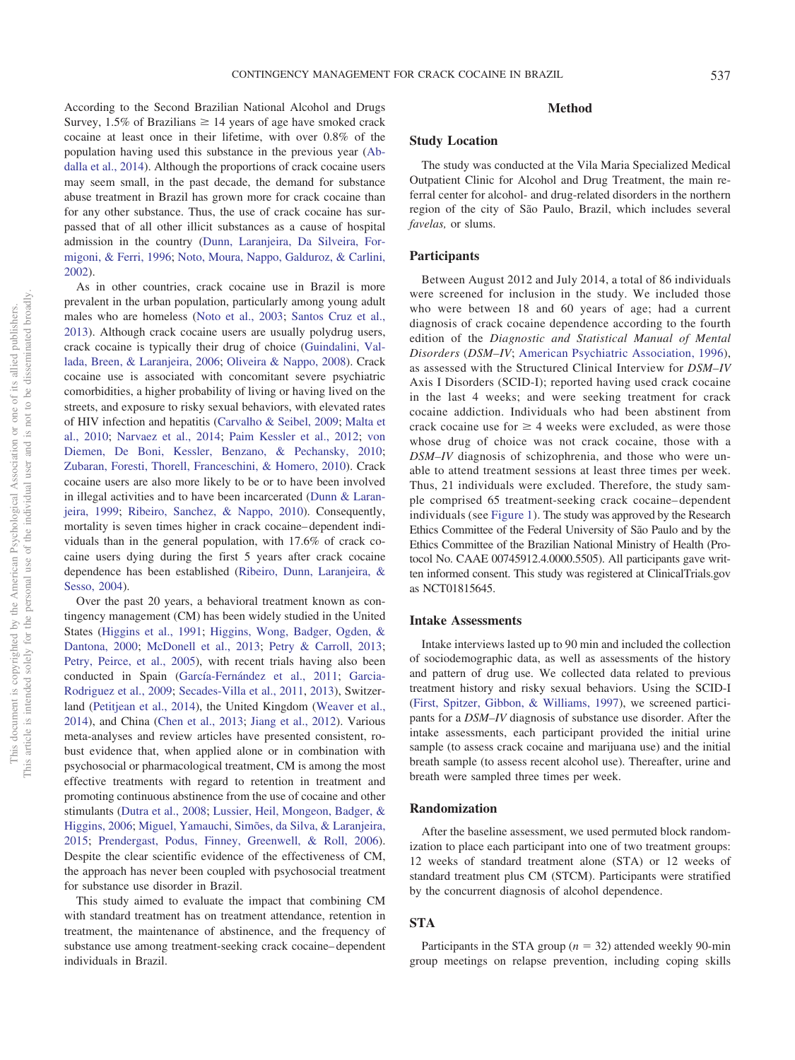According to the Second Brazilian National Alcohol and Drugs Survey, 1.5% of Brazilians ≥ 14 years of age have smoked crack cocaine at least once in their lifetime, with over 0.8% of the population having used this substance in the previous year (Abdalla et al., 2014). Although the proportions of crack cocaine users may seem small, in the past decade, the demand for substance abuse treatment in Brazil has grown more for crack cocaine than for any other substance. Thus, the use of crack cocaine has surpassed that of all other illicit substances as a cause of hospital admission in the country (Dunn, Laranjeira, Da Silveira, Formigoni, & Ferri, 1996; Noto, Moura, Nappo, Galduroz, & Carlini, 2002).

As in other countries, crack cocaine use in Brazil is more prevalent in the urban population, particularly among young adult males who are homeless (Noto et al., 2003; Santos Cruz et al., 2013). Although crack cocaine users are usually polydrug users, crack cocaine is typically their drug of choice (Guindalini, Vallada, Breen, & Laranjeira, 2006; Oliveira & Nappo, 2008). Crack cocaine use is associated with concomitant severe psychiatric comorbidities, a higher probability of living or having lived on the streets, and exposure to risky sexual behaviors, with elevated rates of HIV infection and hepatitis (Carvalho & Seibel, 2009; Malta et al., 2010; Narvaez et al., 2014; Paim Kessler et al., 2012; von Diemen, De Boni, Kessler, Benzano, & Pechansky, 2010; Zubaran, Foresti, Thorell, Franceschini, & Homero, 2010). Crack cocaine users are also more likely to be or to have been involved in illegal activities and to have been incarcerated (Dunn & Laranjeira, 1999; Ribeiro, Sanchez, & Nappo, 2010). Consequently, mortality is seven times higher in crack cocaine–dependent individuals than in the general population, with 17.6% of crack cocaine users dying during the first 5 years after crack cocaine dependence has been established (Ribeiro, Dunn, Laranjeira, & Sesso, 2004).

Over the past 20 years, a behavioral treatment known as contingency management (CM) has been widely studied in the United States (Higgins et al., 1991; Higgins, Wong, Badger, Ogden, & Dantona, 2000; McDonell et al., 2013; Petry & Carroll, 2013; Petry, Peirce, et al., 2005), with recent trials having also been conducted in Spain (García-Fernández et al., 2011; Garcia-Rodriguez et al., 2009; Secades-Villa et al., 2011, 2013), Switzerland (Petitjean et al., 2014), the United Kingdom (Weaver et al., 2014), and China (Chen et al., 2013; Jiang et al., 2012). Various meta-analyses and review articles have presented consistent, robust evidence that, when applied alone or in combination with psychosocial or pharmacological treatment, CM is among the most effective treatments with regard to retention in treatment and promoting continuous abstinence from the use of cocaine and other stimulants (Dutra et al., 2008; Lussier, Heil, Mongeon, Badger, & Higgins, 2006; Miguel, Yamauchi, Simões, da Silva, & Laranjeira, 2015; Prendergast, Podus, Finney, Greenwell, & Roll, 2006). Despite the clear scientific evidence of the effectiveness of CM, the approach has never been coupled with psychosocial treatment for substance use disorder in Brazil.

This study aimed to evaluate the impact that combining CM with standard treatment has on treatment attendance, retention in treatment, the maintenance of abstinence, and the frequency of substance use among treatment-seeking crack cocaine–dependent individuals in Brazil.

## Method

### Study Location

The study was conducted at the Vila Maria Specialized Medical Outpatient Clinic for Alcohol and Drug Treatment, the main referral center for alcohol- and drug-related disorders in the northern region of the city of São Paulo, Brazil, which includes several *favelas,* or slums.

### Participants

Between August 2012 and July 2014, a total of 86 individuals were screened for inclusion in the study. We included those who were between 18 and 60 years of age; had a current diagnosis of crack cocaine dependence according to the fourth edition of the *Diagnostic and Statistical Manual of Mental Disorders* (*DSM–IV*; American Psychiatric Association, 1996), as assessed with the Structured Clinical Interview for *DSM–IV* Axis I Disorders (SCID-I); reported having used crack cocaine in the last 4 weeks; and were seeking treatment for crack cocaine addiction. Individuals who had been abstinent from crack cocaine use for ≥ 4 weeks were excluded, as were those whose drug of choice was not crack cocaine, those with a *DSM–IV* diagnosis of schizophrenia, and those who were unable to attend treatment sessions at least three times per week. Thus, 21 individuals were excluded. Therefore, the study sample comprised 65 treatment-seeking crack cocaine–dependent individuals (see Figure 1). The study was approved by the Research Ethics Committee of the Federal University of São Paulo and by the Ethics Committee of the Brazilian National Ministry of Health (Protocol No. CAAE 00745912.4.0000.5505). All participants gave written informed consent. This study was registered at ClinicalTrials.gov as NCT01815645.

### Intake Assessments

Intake interviews lasted up to 90 min and included the collection of sociodemographic data, as well as assessments of the history and pattern of drug use. We collected data related to previous treatment history and risky sexual behaviors. Using the SCID-I (First, Spitzer, Gibbon, & Williams, 1997), we screened participants for a *DSM–IV* diagnosis of substance use disorder. After the intake assessments, each participant provided the initial urine sample (to assess crack cocaine and marijuana use) and the initial breath sample (to assess recent alcohol use). Thereafter, urine and breath were sampled three times per week.

### Randomization

After the baseline assessment, we used permuted block randomization to place each participant into one of two treatment groups: 12 weeks of standard treatment alone (STA) or 12 weeks of standard treatment plus CM (STCM). Participants were stratified by the concurrent diagnosis of alcohol dependence.

### STA

Participants in the STA group ($n$ = 32) attended weekly 90-min group meetings on relapse prevention, including coping skills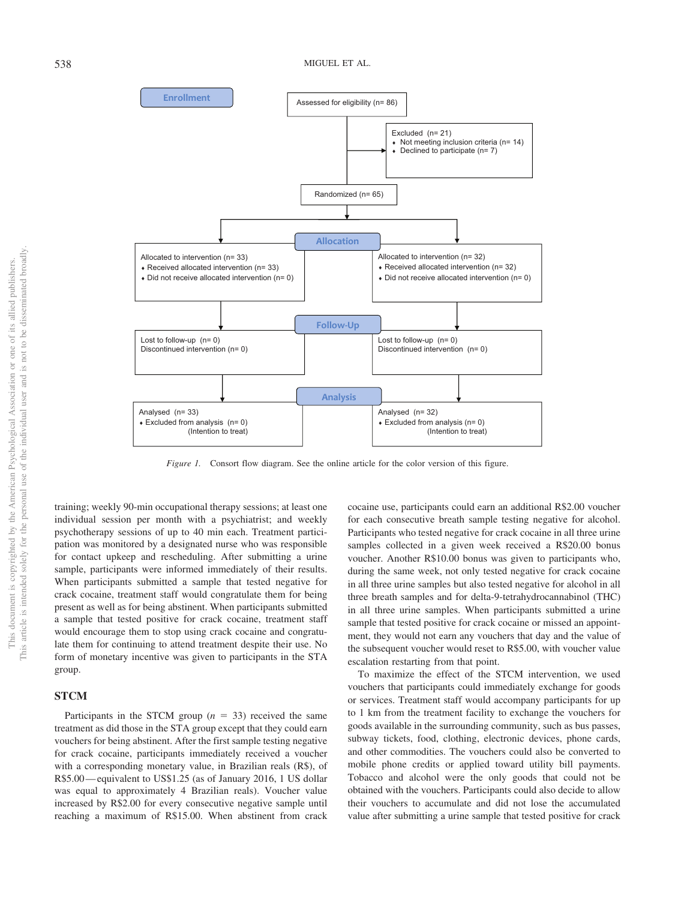Enrollment

Assessed for eligibility (n= 86)

Excluded (n= 21)
- Not meeting inclusion criteria (n= 14)
- Declined to participate (n= 7)

Randomized (n= 65)

Allocation

| Allocated to intervention (n= 33) | Allocated to intervention (n= 32) |
| --- | --- |
| Received allocated intervention (n= 33) | Received allocated intervention (n= 32) |
| Did not receive allocated intervention (n= 0) | Did not receive allocated intervention (n= 0) |

Follow-Up

| Lost to follow-up (n= 0) | Lost to follow-up (n= 0) |
| --- | --- |
| Discontinued intervention (n= 0) | Discontinued intervention (n= 0) |

Analysis

| Analysed (n= 33) | Analysed (n= 32) |
| --- | --- |
| Excluded from analysis (n= 0) (Intention to treat) | Excluded from analysis (n= 0) (Intention to treat) |

*Figure 1.* Consort flow diagram. See the online article for the color version of this figure.

training; weekly 90-min occupational therapy sessions; at least one individual session per month with a psychiatrist; and weekly psychotherapy sessions of up to 40 min each. Treatment participation was monitored by a designated nurse who was responsible for contact upkeep and rescheduling. After submitting a urine sample, participants were informed immediately of their results. When participants submitted a sample that tested negative for crack cocaine, treatment staff would congratulate them for being present as well as for being abstinent. When participants submitted a sample that tested positive for crack cocaine, treatment staff would encourage them to stop using crack cocaine and congratulate them for continuing to attend treatment despite their use. No form of monetary incentive was given to participants in the STA group.

## STCM

Participants in the STCM group ($n = 33$) received the same treatment as did those in the STA group except that they could earn vouchers for being abstinent. After the first sample testing negative for crack cocaine, participants immediately received a voucher with a corresponding monetary value, in Brazilian reals (R$), of R$5.00—equivalent to US$1.25 (as of January 2016, 1 US dollar was equal to approximately 4 Brazilian reals). Voucher value increased by R$2.00 for every consecutive negative sample until reaching a maximum of R$15.00. When abstinent from crack cocaine use, participants could earn an additional R$2.00 voucher for each consecutive breath sample testing negative for alcohol. Participants who tested negative for crack cocaine in all three urine samples collected in a given week received a R$20.00 bonus voucher. Another R$10.00 bonus was given to participants who, during the same week, not only tested negative for crack cocaine in all three urine samples but also tested negative for alcohol in all three breath samples and for delta-9-tetrahydrocannabinol (THC) in all three urine samples. When participants submitted a urine sample that tested positive for crack cocaine or missed an appointment, they would not earn any vouchers that day and the value of the subsequent voucher would reset to R$5.00, with voucher value escalation restarting from that point.

To maximize the effect of the STCM intervention, we used vouchers that participants could immediately exchange for goods or services. Treatment staff would accompany participants for up to 1 km from the treatment facility to exchange the vouchers for goods available in the surrounding community, such as bus passes, subway tickets, food, clothing, electronic devices, phone cards, and other commodities. The vouchers could also be converted to mobile phone credits or applied toward utility bill payments. Tobacco and alcohol were the only goods that could not be obtained with the vouchers. Participants could also decide to allow their vouchers to accumulate and did not lose the accumulated value after submitting a urine sample that tested positive for crack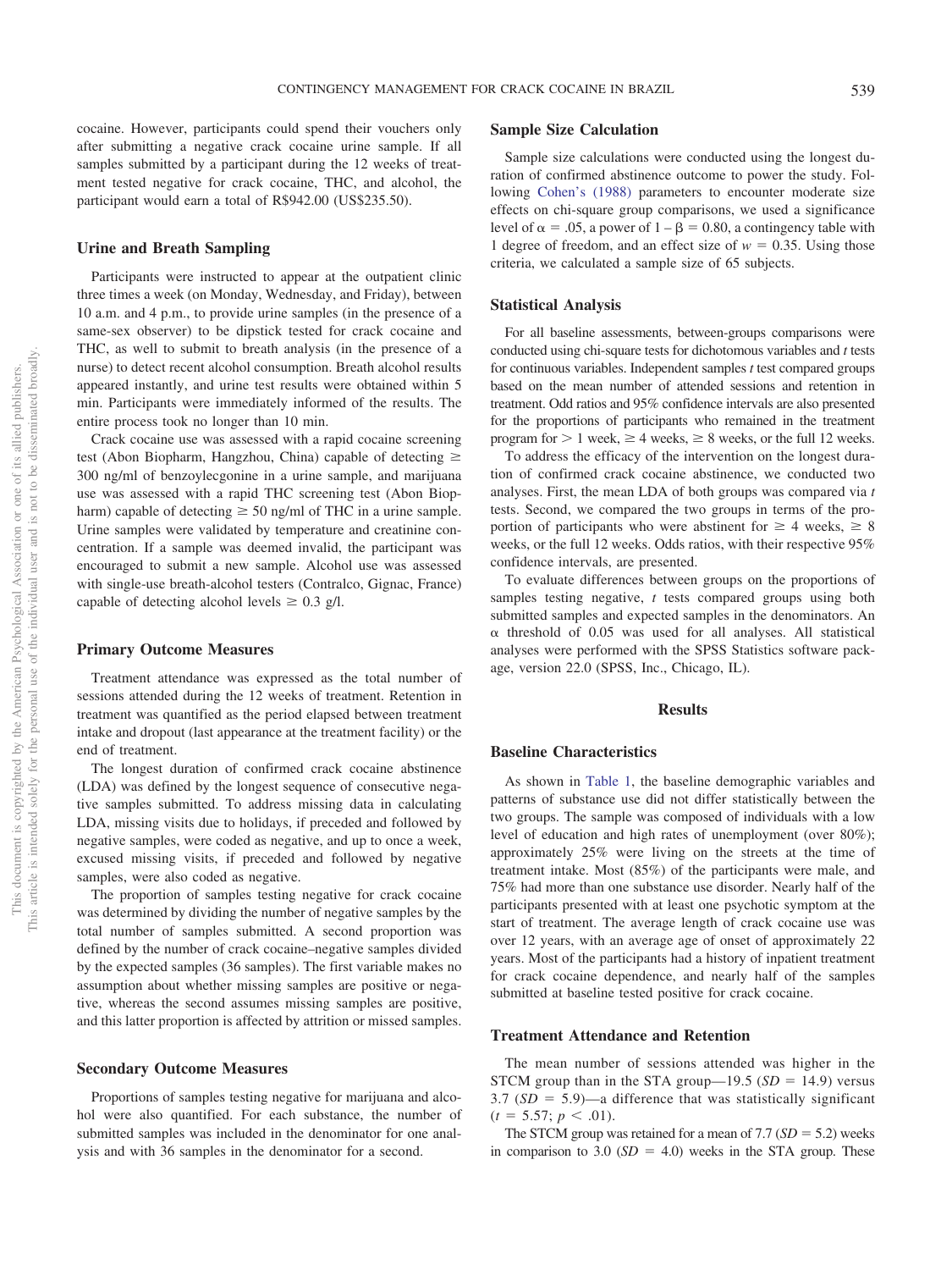cocaine. However, participants could spend their vouchers only after submitting a negative crack cocaine urine sample. If all samples submitted by a participant during the 12 weeks of treatment tested negative for crack cocaine, THC, and alcohol, the participant would earn a total of R$942.00 (US$235.50).

### Urine and Breath Sampling

Participants were instructed to appear at the outpatient clinic three times a week (on Monday, Wednesday, and Friday), between 10 a.m. and 4 p.m., to provide urine samples (in the presence of a same-sex observer) to be dipstick tested for crack cocaine and THC, as well to submit to breath analysis (in the presence of a nurse) to detect recent alcohol consumption. Breath alcohol results appeared instantly, and urine test results were obtained within 5 min. Participants were immediately informed of the results. The entire process took no longer than 10 min.

Crack cocaine use was assessed with a rapid cocaine screening test (Abon Biopharm, Hangzhou, China) capable of detecting ≥ 300 ng/ml of benzoylecgonine in a urine sample, and marijuana use was assessed with a rapid THC screening test (Abon Biopharm) capable of detecting ≥ 50 ng/ml of THC in a urine sample. Urine samples were validated by temperature and creatinine concentration. If a sample was deemed invalid, the participant was encouraged to submit a new sample. Alcohol use was assessed with single-use breath-alcohol testers (Contralco, Gignac, France) capable of detecting alcohol levels ≥ 0.3 g/l.

### Primary Outcome Measures

Treatment attendance was expressed as the total number of sessions attended during the 12 weeks of treatment. Retention in treatment was quantified as the period elapsed between treatment intake and dropout (last appearance at the treatment facility) or the end of treatment.

The longest duration of confirmed crack cocaine abstinence (LDA) was defined by the longest sequence of consecutive negative samples submitted. To address missing data in calculating LDA, missing visits due to holidays, if preceded and followed by negative samples, were coded as negative, and up to once a week, excused missing visits, if preceded and followed by negative samples, were also coded as negative.

The proportion of samples testing negative for crack cocaine was determined by dividing the number of negative samples by the total number of samples submitted. A second proportion was defined by the number of crack cocaine–negative samples divided by the expected samples (36 samples). The first variable makes no assumption about whether missing samples are positive or negative, whereas the second assumes missing samples are positive, and this latter proportion is affected by attrition or missed samples.

### Secondary Outcome Measures

Proportions of samples testing negative for marijuana and alcohol were also quantified. For each substance, the number of submitted samples was included in the denominator for one analysis and with 36 samples in the denominator for a second.

### Sample Size Calculation

Sample size calculations were conducted using the longest duration of confirmed abstinence outcome to power the study. Following Cohen's (1988) parameters to encounter moderate size effects on chi-square group comparisons, we used a significance level of $\alpha = .05$, a power of $1 - \beta = 0.80$, a contingency table with 1 degree of freedom, and an effect size of $w = 0.35$. Using those criteria, we calculated a sample size of 65 subjects.

### Statistical Analysis

For all baseline assessments, between-groups comparisons were conducted using chi-square tests for dichotomous variables and *t* tests for continuous variables. Independent samples *t* test compared groups based on the mean number of attended sessions and retention in treatment. Odd ratios and 95% confidence intervals are also presented for the proportions of participants who remained in the treatment program for > 1 week, ≥ 4 weeks, ≥ 8 weeks, or the full 12 weeks.

To address the efficacy of the intervention on the longest duration of confirmed crack cocaine abstinence, we conducted two analyses. First, the mean LDA of both groups was compared via *t* tests. Second, we compared the two groups in terms of the proportion of participants who were abstinent for ≥ 4 weeks, ≥ 8 weeks, or the full 12 weeks. Odds ratios, with their respective 95% confidence intervals, are presented.

To evaluate differences between groups on the proportions of samples testing negative, *t* tests compared groups using both submitted samples and expected samples in the denominators. An α threshold of 0.05 was used for all analyses. All statistical analyses were performed with the SPSS Statistics software package, version 22.0 (SPSS, Inc., Chicago, IL).

## Results

### Baseline Characteristics

As shown in Table 1, the baseline demographic variables and patterns of substance use did not differ statistically between the two groups. The sample was composed of individuals with a low level of education and high rates of unemployment (over 80%); approximately 25% were living on the streets at the time of treatment intake. Most (85%) of the participants were male, and 75% had more than one substance use disorder. Nearly half of the participants presented with at least one psychotic symptom at the start of treatment. The average length of crack cocaine use was over 12 years, with an average age of onset of approximately 22 years. Most of the participants had a history of inpatient treatment for crack cocaine dependence, and nearly half of the samples submitted at baseline tested positive for crack cocaine.

### Treatment Attendance and Retention

The mean number of sessions attended was higher in the STCM group than in the STA group—19.5 ($SD = 14.9$) versus 3.7 ($SD = 5.9$)—a difference that was statistically significant ($t = 5.57$; $p < .01$).

The STCM group was retained for a mean of 7.7 ($SD = 5.2$) weeks in comparison to 3.0 ($SD = 4.0$) weeks in the STA group. These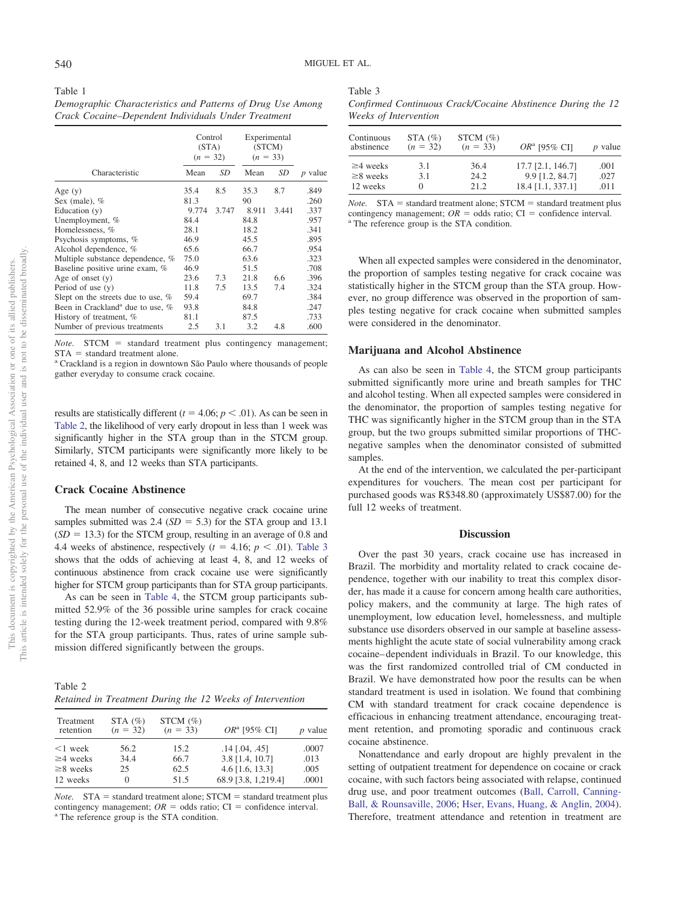Table 1
*Demographic Characteristics and Patterns of Drug Use Among Crack Cocaine–Dependent Individuals Under Treatment*

| Characteristic | Control (STA) ($n$ = 32) | | Experimental (STCM) ($n$ = 33) | | $p$ value |
|---|---|---|---|---|---|
| | Mean | *SD* | Mean | *SD* | |
| Age (y) | 35.4 | 8.5 | 35.3 | 8.7 | .849 |
| Sex (male), % | 81.3 | | 90 | | .260 |
| Education (y) | 9.774 | 3.747 | 8.911 | 3.441 | .337 |
| Unemployment, % | 84.4 | | 84.8 | | .957 |
| Homelessness, % | 28.1 | | 18.2 | | .341 |
| Psychosis symptoms, % | 46.9 | | 45.5 | | .895 |
| Alcohol dependence, % | 65.6 | | 66.7 | | .954 |
| Multiple substance dependence, % | 75.0 | | 63.6 | | .323 |
| Baseline positive urine exam, % | 46.9 | | 51.5 | | .708 |
| Age of onset (y) | 23.6 | 7.3 | 21.8 | 6.6 | .396 |
| Period of use (y) | 11.8 | 7.5 | 13.5 | 7.4 | .324 |
| Slept on the streets due to use, % | 59.4 | | 69.7 | | .384 |
| Been in Crackland[a] due to use, % | 93.8 | | 84.8 | | .247 |
| History of treatment, % | 81.1 | | 87.5 | | .733 |
| Number of previous treatments | 2.5 | 3.1 | 3.2 | 4.8 | .600 |

*Note.* STCM = standard treatment plus contingency management; STA = standard treatment alone.
[a] Crackland is a region in downtown São Paulo where thousands of people gather everyday to consume crack cocaine.

results are statistically different ($t = 4.06$; $p < .01$). As can be seen in Table 2, the likelihood of very early dropout in less than 1 week was significantly higher in the STA group than in the STCM group. Similarly, STCM participants were significantly more likely to be retained 4, 8, and 12 weeks than STA participants.

### Crack Cocaine Abstinence

The mean number of consecutive negative crack cocaine urine samples submitted was 2.4 ($SD = 5.3$) for the STA group and 13.1 ($SD = 13.3$) for the STCM group, resulting in an average of 0.8 and 4.4 weeks of abstinence, respectively ($t = 4.16$; $p < .01$). Table 3 shows that the odds of achieving at least 4, 8, and 12 weeks of continuous abstinence from crack cocaine use were significantly higher for STCM group participants than for STA group participants.

As can be seen in Table 4, the STCM group participants submitted 52.9% of the 36 possible urine samples for crack cocaine testing during the 12-week treatment period, compared with 9.8% for the STA group participants. Thus, rates of urine sample submission differed significantly between the groups.

Table 2
*Retained in Treatment During the 12 Weeks of Intervention*

| Treatment retention | STA (%) ($n$ = 32) | STCM (%) ($n$ = 33) | *OR*[a] [95% CI] | $p$ value |
|---|---|---|---|---|
| <1 week | 56.2 | 15.2 | .14 [.04, .45] | .0007 |
| ≥4 weeks | 34.4 | 66.7 | 3.8 [1.4, 10.7] | .013 |
| ≥8 weeks | 25 | 62.5 | 4.6 [1.6, 13.3] | .005 |
| 12 weeks | 0 | 51.5 | 68.9 [3.8, 1,219.4] | .0001 |

*Note.* STA = standard treatment alone; STCM = standard treatment plus contingency management; *OR* = odds ratio; CI = confidence interval.
[a] The reference group is the STA condition.

Table 3
*Confirmed Continuous Crack/Cocaine Abstinence During the 12 Weeks of Intervention*

| Continuous abstinence | STA (%) ($n$ = 32) | STCM (%) ($n$ = 33) | *OR*[a] [95% CI] | $p$ value |
|---|---|---|---|---|
| ≥4 weeks | 3.1 | 36.4 | 17.7 [2.1, 146.7] | .001 |
| ≥8 weeks | 3.1 | 24.2 | 9.9 [1.2, 84.7] | .027 |
| 12 weeks | 0 | 21.2 | 18.4 [1.1, 337.1] | .011 |

*Note.* STA = standard treatment alone; STCM = standard treatment plus contingency management; *OR* = odds ratio; CI = confidence interval.
[a] The reference group is the STA condition.

When all expected samples were considered in the denominator, the proportion of samples testing negative for crack cocaine was statistically higher in the STCM group than the STA group. However, no group difference was observed in the proportion of samples testing negative for crack cocaine when submitted samples were considered in the denominator.

### Marijuana and Alcohol Abstinence

As can also be seen in Table 4, the STCM group participants submitted significantly more urine and breath samples for THC and alcohol testing. When all expected samples were considered in the denominator, the proportion of samples testing negative for THC was significantly higher in the STCM group than in the STA group, but the two groups submitted similar proportions of THC-negative samples when the denominator consisted of submitted samples.

At the end of the intervention, we calculated the per-participant expenditures for vouchers. The mean cost per participant for purchased goods was R$348.80 (approximately US$87.00) for the full 12 weeks of treatment.

## Discussion

Over the past 30 years, crack cocaine use has increased in Brazil. The morbidity and mortality related to crack cocaine dependence, together with our inability to treat this complex disorder, has made it a cause for concern among health care authorities, policy makers, and the community at large. The high rates of unemployment, low education level, homelessness, and multiple substance use disorders observed in our sample at baseline assessments highlight the acute state of social vulnerability among crack cocaine–dependent individuals in Brazil. To our knowledge, this was the first randomized controlled trial of CM conducted in Brazil. We have demonstrated how poor the results can be when standard treatment is used in isolation. We found that combining CM with standard treatment for crack cocaine dependence is efficacious in enhancing treatment attendance, encouraging treatment retention, and promoting sporadic and continuous crack cocaine abstinence.

Nonattendance and early dropout are highly prevalent in the setting of outpatient treatment for dependence on cocaine or crack cocaine, with such factors being associated with relapse, continued drug use, and poor treatment outcomes (Ball, Carroll, Canning-Ball, & Rounsaville, 2006; Hser, Evans, Huang, & Anglin, 2004). Therefore, treatment attendance and retention in treatment are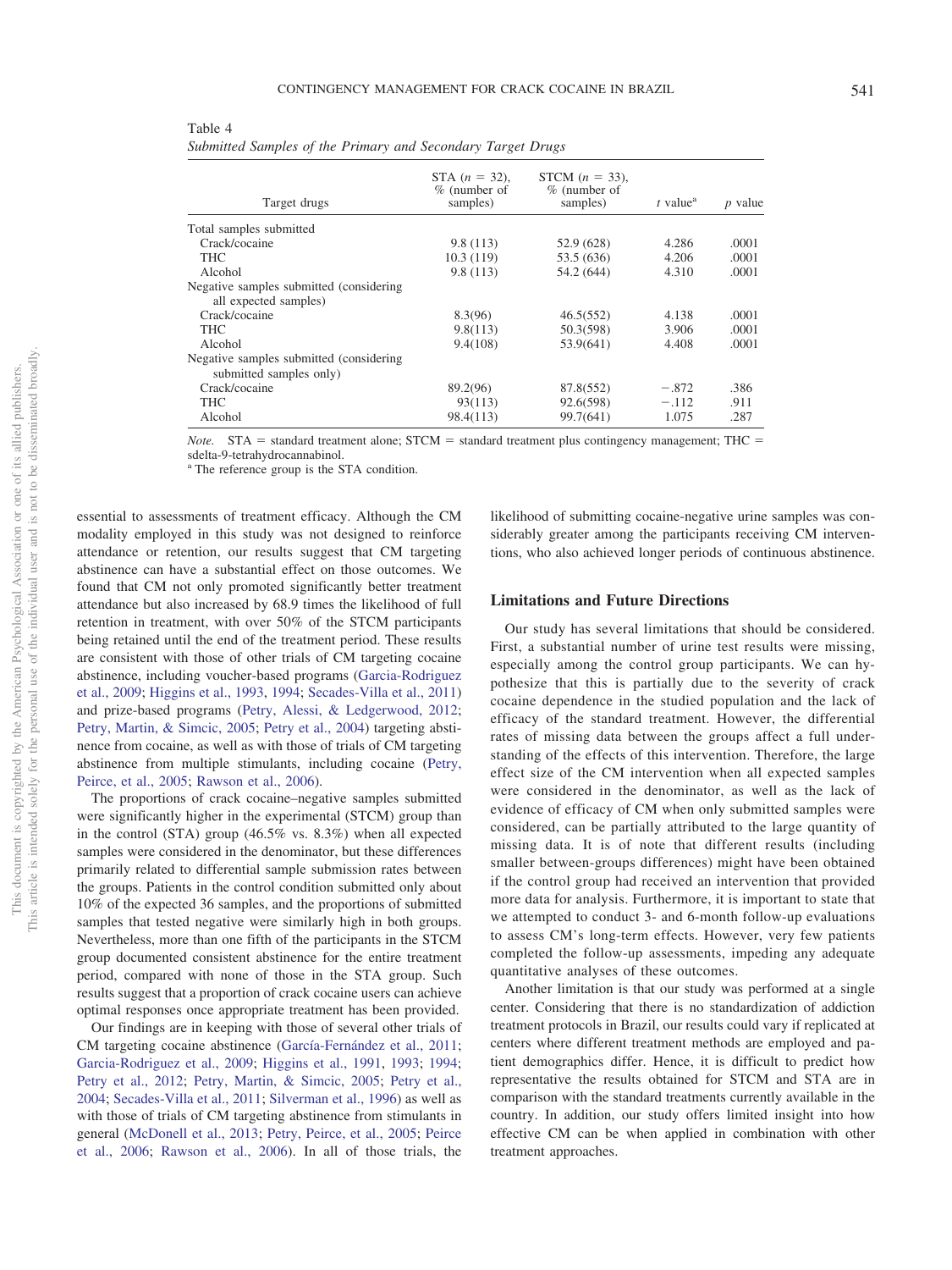Table 4
*Submitted Samples of the Primary and Secondary Target Drugs*

| Target drugs | STA ($n$ = 32), % (number of samples) | STCM ($n$ = 33), % (number of samples) | $t$ value[a] | $p$ value |
|---|---|---|---|---|
| Total samples submitted | | | | |
| Crack/cocaine | 9.8 (113) | 52.9 (628) | 4.286 | .0001 |
| THC | 10.3 (119) | 53.5 (636) | 4.206 | .0001 |
| Alcohol | 9.8 (113) | 54.2 (644) | 4.310 | .0001 |
| Negative samples submitted (considering all expected samples) | | | | |
| Crack/cocaine | 8.3(96) | 46.5(552) | 4.138 | .0001 |
| THC | 9.8(113) | 50.3(598) | 3.906 | .0001 |
| Alcohol | 9.4(108) | 53.9(641) | 4.408 | .0001 |
| Negative samples submitted (considering submitted samples only) | | | | |
| Crack/cocaine | 89.2(96) | 87.8(552) | −.872 | .386 |
| THC | 93(113) | 92.6(598) | −.112 | .911 |
| Alcohol | 98.4(113) | 99.7(641) | 1.075 | .287 |

*Note.* STA = standard treatment alone; STCM = standard treatment plus contingency management; THC = sdelta-9-tetrahydrocannabinol.
[a] The reference group is the STA condition.

essential to assessments of treatment efficacy. Although the CM modality employed in this study was not designed to reinforce attendance or retention, our results suggest that CM targeting abstinence can have a substantial effect on those outcomes. We found that CM not only promoted significantly better treatment attendance but also increased by 68.9 times the likelihood of full retention in treatment, with over 50% of the STCM participants being retained until the end of the treatment period. These results are consistent with those of other trials of CM targeting cocaine abstinence, including voucher-based programs (Garcia-Rodriguez et al., 2009; Higgins et al., 1993, 1994; Secades-Villa et al., 2011) and prize-based programs (Petry, Alessi, & Ledgerwood, 2012; Petry, Martin, & Simcic, 2005; Petry et al., 2004) targeting abstinence from cocaine, as well as with those of trials of CM targeting abstinence from multiple stimulants, including cocaine (Petry, Peirce, et al., 2005; Rawson et al., 2006).

The proportions of crack cocaine–negative samples submitted were significantly higher in the experimental (STCM) group than in the control (STA) group (46.5% vs. 8.3%) when all expected samples were considered in the denominator, but these differences primarily related to differential sample submission rates between the groups. Patients in the control condition submitted only about 10% of the expected 36 samples, and the proportions of submitted samples that tested negative were similarly high in both groups. Nevertheless, more than one fifth of the participants in the STCM group documented consistent abstinence for the entire treatment period, compared with none of those in the STA group. Such results suggest that a proportion of crack cocaine users can achieve optimal responses once appropriate treatment has been provided.

Our findings are in keeping with those of several other trials of CM targeting cocaine abstinence (García-Fernández et al., 2011; Garcia-Rodriguez et al., 2009; Higgins et al., 1991, 1993; 1994; Petry et al., 2012; Petry, Martin, & Simcic, 2005; Petry et al., 2004; Secades-Villa et al., 2011; Silverman et al., 1996) as well as with those of trials of CM targeting abstinence from stimulants in general (McDonell et al., 2013; Petry, Peirce, et al., 2005; Peirce et al., 2006; Rawson et al., 2006). In all of those trials, the likelihood of submitting cocaine-negative urine samples was considerably greater among the participants receiving CM interventions, who also achieved longer periods of continuous abstinence.

## Limitations and Future Directions

Our study has several limitations that should be considered. First, a substantial number of urine test results were missing, especially among the control group participants. We can hypothesize that this is partially due to the severity of crack cocaine dependence in the studied population and the lack of efficacy of the standard treatment. However, the differential rates of missing data between the groups affect a full understanding of the effects of this intervention. Therefore, the large effect size of the CM intervention when all expected samples were considered in the denominator, as well as the lack of evidence of efficacy of CM when only submitted samples were considered, can be partially attributed to the large quantity of missing data. It is of note that different results (including smaller between-groups differences) might have been obtained if the control group had received an intervention that provided more data for analysis. Furthermore, it is important to state that we attempted to conduct 3- and 6-month follow-up evaluations to assess CM's long-term effects. However, very few patients completed the follow-up assessments, impeding any adequate quantitative analyses of these outcomes.

Another limitation is that our study was performed at a single center. Considering that there is no standardization of addiction treatment protocols in Brazil, our results could vary if replicated at centers where different treatment methods are employed and patient demographics differ. Hence, it is difficult to predict how representative the results obtained for STCM and STA are in comparison with the standard treatments currently available in the country. In addition, our study offers limited insight into how effective CM can be when applied in combination with other treatment approaches.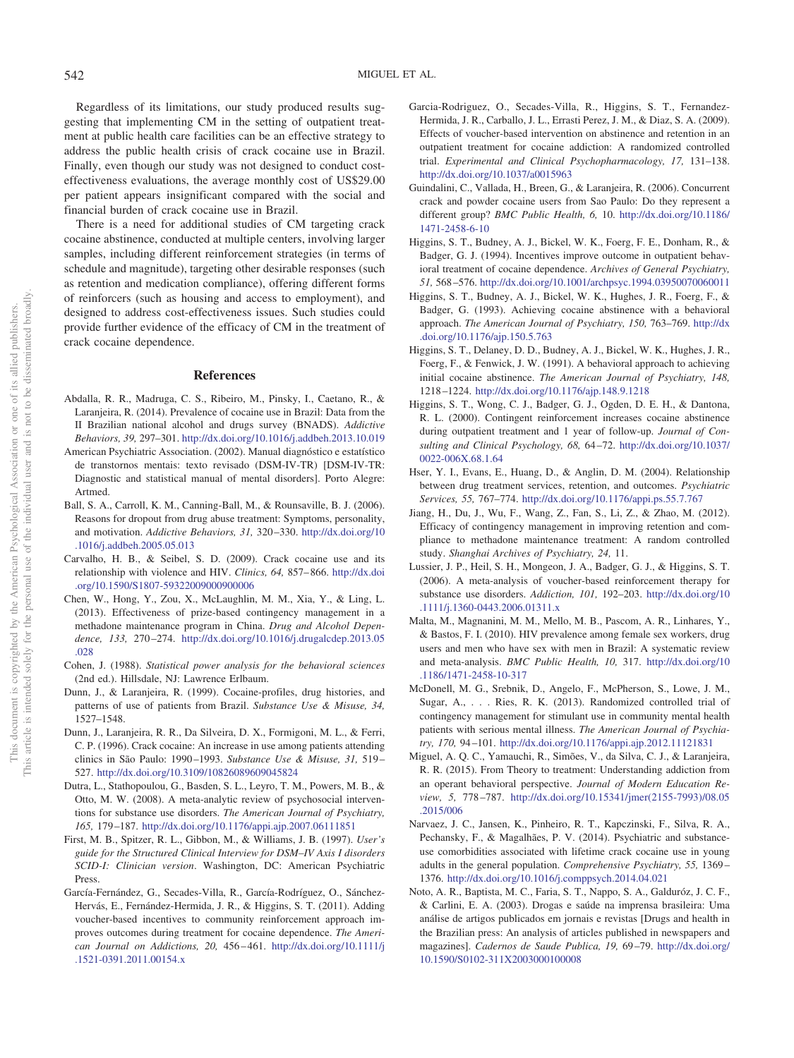Regardless of its limitations, our study produced results suggesting that implementing CM in the setting of outpatient treatment at public health care facilities can be an effective strategy to address the public health crisis of crack cocaine use in Brazil. Finally, even though our study was not designed to conduct cost-effectiveness evaluations, the average monthly cost of US$29.00 per patient appears insignificant compared with the social and financial burden of crack cocaine use in Brazil.

There is a need for additional studies of CM targeting crack cocaine abstinence, conducted at multiple centers, involving larger samples, including different reinforcement strategies (in terms of schedule and magnitude), targeting other desirable responses (such as retention and medication compliance), offering different forms of reinforcers (such as housing and access to employment), and designed to address cost-effectiveness issues. Such studies could provide further evidence of the efficacy of CM in the treatment of crack cocaine dependence.

## References

Abdalla, R. R., Madruga, C. S., Ribeiro, M., Pinsky, I., Caetano, R., & Laranjeira, R. (2014). Prevalence of cocaine use in Brazil: Data from the II Brazilian national alcohol and drugs survey (BNADS). *Addictive Behaviors, 39,* 297–301. http://dx.doi.org/10.1016/j.addbeh.2013.10.019

American Psychiatric Association. (2002). Manual diagnóstico e estatístico de transtornos mentais: texto revisado (DSM-IV-TR) [DSM-IV-TR: Diagnostic and statistical manual of mental disorders]. Porto Alegre: Artmed.

Ball, S. A., Carroll, K. M., Canning-Ball, M., & Rounsaville, B. J. (2006). Reasons for dropout from drug abuse treatment: Symptoms, personality, and motivation. *Addictive Behaviors, 31,* 320–330. http://dx.doi.org/10.1016/j.addbeh.2005.05.013

Carvalho, H. B., & Seibel, S. D. (2009). Crack cocaine use and its relationship with violence and HIV. *Clinics, 64,* 857–866. http://dx.doi.org/10.1590/S1807-59322009000900006

Chen, W., Hong, Y., Zou, X., McLaughlin, M. M., Xia, Y., & Ling, L. (2013). Effectiveness of prize-based contingency management in a methadone maintenance program in China. *Drug and Alcohol Dependence, 133,* 270–274. http://dx.doi.org/10.1016/j.drugalcdep.2013.05.028

Cohen, J. (1988). *Statistical power analysis for the behavioral sciences* (2nd ed.). Hillsdale, NJ: Lawrence Erlbaum.

Dunn, J., & Laranjeira, R. (1999). Cocaine-profiles, drug histories, and patterns of use of patients from Brazil. *Substance Use & Misuse, 34,* 1527–1548.

Dunn, J., Laranjeira, R. R., Da Silveira, D. X., Formigoni, M. L., & Ferri, C. P. (1996). Crack cocaine: An increase in use among patients attending clinics in São Paulo: 1990–1993. *Substance Use & Misuse, 31,* 519–527. http://dx.doi.org/10.3109/10826089609045824

Dutra, L., Stathopoulou, G., Basden, S. L., Leyro, T. M., Powers, M. B., & Otto, M. W. (2008). A meta-analytic review of psychosocial interventions for substance use disorders. *The American Journal of Psychiatry, 165,* 179–187. http://dx.doi.org/10.1176/appi.ajp.2007.06111851

First, M. B., Spitzer, R. L., Gibbon, M., & Williams, J. B. (1997). *User's guide for the Structured Clinical Interview for DSM–IV Axis I disorders SCID-I: Clinician version*. Washington, DC: American Psychiatric Press.

García-Fernández, G., Secades-Villa, R., García-Rodríguez, O., Sánchez-Hervás, E., Fernández-Hermida, J. R., & Higgins, S. T. (2011). Adding voucher-based incentives to community reinforcement approach improves outcomes during treatment for cocaine dependence. *The American Journal on Addictions, 20,* 456–461. http://dx.doi.org/10.1111/j.1521-0391.2011.00154.x

Garcia-Rodriguez, O., Secades-Villa, R., Higgins, S. T., Fernandez-Hermida, J. R., Carballo, J. L., Errasti Perez, J. M., & Diaz, S. A. (2009). Effects of voucher-based intervention on abstinence and retention in an outpatient treatment for cocaine addiction: A randomized controlled trial. *Experimental and Clinical Psychopharmacology, 17,* 131–138. http://dx.doi.org/10.1037/a0015963

Guindalini, C., Vallada, H., Breen, G., & Laranjeira, R. (2006). Concurrent crack and powder cocaine users from Sao Paulo: Do they represent a different group? *BMC Public Health, 6,* 10. http://dx.doi.org/10.1186/1471-2458-6-10

Higgins, S. T., Budney, A. J., Bickel, W. K., Foerg, F. E., Donham, R., & Badger, G. J. (1994). Incentives improve outcome in outpatient behavioral treatment of cocaine dependence. *Archives of General Psychiatry, 51,* 568–576. http://dx.doi.org/10.1001/archpsyc.1994.03950070060011

Higgins, S. T., Budney, A. J., Bickel, W. K., Hughes, J. R., Foerg, F., & Badger, G. (1993). Achieving cocaine abstinence with a behavioral approach. *The American Journal of Psychiatry, 150,* 763–769. http://dx.doi.org/10.1176/ajp.150.5.763

Higgins, S. T., Delaney, D. D., Budney, A. J., Bickel, W. K., Hughes, J. R., Foerg, F., & Fenwick, J. W. (1991). A behavioral approach to achieving initial cocaine abstinence. *The American Journal of Psychiatry, 148,* 1218–1224. http://dx.doi.org/10.1176/ajp.148.9.1218

Higgins, S. T., Wong, C. J., Badger, G. J., Ogden, D. E. H., & Dantona, R. L. (2000). Contingent reinforcement increases cocaine abstinence during outpatient treatment and 1 year of follow-up. *Journal of Consulting and Clinical Psychology, 68,* 64–72. http://dx.doi.org/10.1037/0022-006X.68.1.64

Hser, Y. I., Evans, E., Huang, D., & Anglin, D. M. (2004). Relationship between drug treatment services, retention, and outcomes. *Psychiatric Services, 55,* 767–774. http://dx.doi.org/10.1176/appi.ps.55.7.767

Jiang, H., Du, J., Wu, F., Wang, Z., Fan, S., Li, Z., & Zhao, M. (2012). Efficacy of contingency management in improving retention and compliance to methadone maintenance treatment: A random controlled study. *Shanghai Archives of Psychiatry, 24,* 11.

Lussier, J. P., Heil, S. H., Mongeon, J. A., Badger, G. J., & Higgins, S. T. (2006). A meta-analysis of voucher-based reinforcement therapy for substance use disorders. *Addiction, 101,* 192–203. http://dx.doi.org/10.1111/j.1360-0443.2006.01311.x

Malta, M., Magnanini, M. M., Mello, M. B., Pascom, A. R., Linhares, Y., & Bastos, F. I. (2010). HIV prevalence among female sex workers, drug users and men who have sex with men in Brazil: A systematic review and meta-analysis. *BMC Public Health, 10,* 317. http://dx.doi.org/10.1186/1471-2458-10-317

McDonell, M. G., Srebnik, D., Angelo, F., McPherson, S., Lowe, J. M., Sugar, A., . . . Ries, R. K. (2013). Randomized controlled trial of contingency management for stimulant use in community mental health patients with serious mental illness. *The American Journal of Psychiatry, 170,* 94–101. http://dx.doi.org/10.1176/appi.ajp.2012.11121831

Miguel, A. Q. C., Yamauchi, R., Simões, V., da Silva, C. J., & Laranjeira, R. R. (2015). From Theory to treatment: Understanding addiction from an operant behavioral perspective. *Journal of Modern Education Review, 5,* 778–787. http://dx.doi.org/10.15341/jmer(2155-7993)/08.05.2015/006

Narvaez, J. C., Jansen, K., Pinheiro, R. T., Kapczinski, F., Silva, R. A., Pechansky, F., & Magalhães, P. V. (2014). Psychiatric and substance-use comorbidities associated with lifetime crack cocaine use in young adults in the general population. *Comprehensive Psychiatry, 55,* 1369–1376. http://dx.doi.org/10.1016/j.comppsych.2014.04.021

Noto, A. R., Baptista, M. C., Faria, S. T., Nappo, S. A., Galduróz, J. C. F., & Carlini, E. A. (2003). Drogas e saúde na imprensa brasileira: Uma análise de artigos publicados em jornais e revistas [Drugs and health in the Brazilian press: An analysis of articles published in newspapers and magazines]. *Cadernos de Saude Publica, 19,* 69–79. http://dx.doi.org/10.1590/S0102-311X2003000100008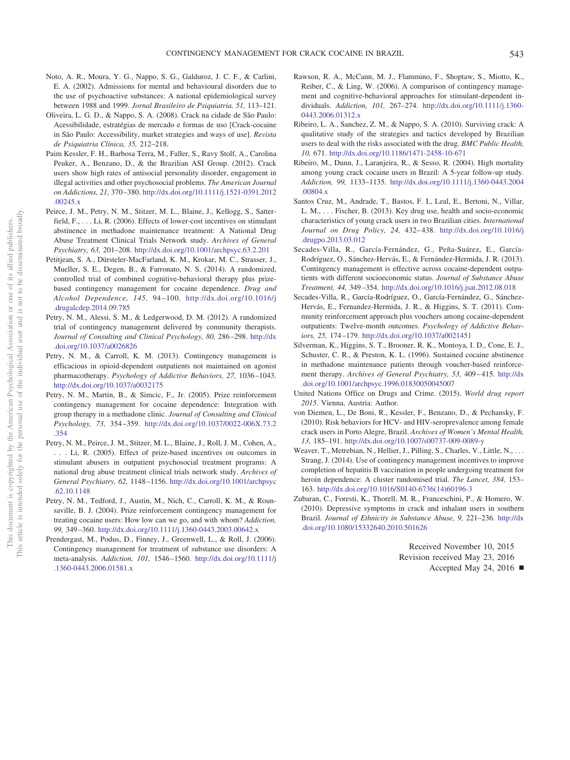Noto, A. R., Moura, Y. G., Nappo, S. G., Galduroz, J. C. F., & Carlini, E. A. (2002). Admissions for mental and behavioural disorders due to the use of psychoactive substances: A national epidemiological survey between 1988 and 1999. *Jornal Brasileiro de Psiquiatria, 51,* 113–121.

Oliveira, L. G. D., & Nappo, S. A. (2008). Crack na cidade de São Paulo: Acessibilidade, estratégias de mercado e formas de uso [Crack-cocaine in São Paulo: Accessibility, market strategies and ways of use]. *Revista de Psiquiatria Clínica, 35,* 212–218.

Paim Kessler, F. H., Barbosa Terra, M., Faller, S., Ravy Stolf, A., Carolina Peuker, A., Benzano, D., & the Brazilian ASI Group. (2012). Crack users show high rates of antisocial personality disorder, engagement in illegal activities and other psychosocial problems. *The American Journal on Addictions, 21,* 370–380. http://dx.doi.org/10.1111/j.1521-0391.2012.00245.x

Peirce, J. M., Petry, N. M., Stitzer, M. L., Blaine, J., Kellogg, S., Satterfield, F., . . . Li, R. (2006). Effects of lower-cost incentives on stimulant abstinence in methadone maintenance treatment: A National Drug Abuse Treatment Clinical Trials Network study. *Archives of General Psychiatry, 63,* 201–208. http://dx.doi.org/10.1001/archpsyc.63.2.201

Petitjean, S. A., Dürsteler-MacFarland, K. M., Krokar, M. C., Strasser, J., Mueller, S. E., Degen, B., & Farronato, N. S. (2014). A randomized, controlled trial of combined cognitive-behavioral therapy plus prize-based contingency management for cocaine dependence. *Drug and Alcohol Dependence, 145,* 94–100. http://dx.doi.org/10.1016/j.drugalcdep.2014.09.785

Petry, N. M., Alessi, S. M., & Ledgerwood, D. M. (2012). A randomized trial of contingency management delivered by community therapists. *Journal of Consulting and Clinical Psychology, 80,* 286–298. http://dx.doi.org/10.1037/a0026826

Petry, N. M., & Carroll, K. M. (2013). Contingency management is efficacious in opioid-dependent outpatients not maintained on agonist pharmacotherapy. *Psychology of Addictive Behaviors, 27,* 1036–1043. http://dx.doi.org/10.1037/a0032175

Petry, N. M., Martin, B., & Simcic, F., Jr. (2005). Prize reinforcement contingency management for cocaine dependence: Integration with group therapy in a methadone clinic. *Journal of Consulting and Clinical Psychology, 73,* 354–359. http://dx.doi.org/10.1037/0022-006X.73.2.354

Petry, N. M., Peirce, J. M., Stitzer, M. L., Blaine, J., Roll, J. M., Cohen, A., . . . Li, R. (2005). Effect of prize-based incentives on outcomes in stimulant abusers in outpatient psychosocial treatment programs: A national drug abuse treatment clinical trials network study. *Archives of General Psychiatry, 62,* 1148–1156. http://dx.doi.org/10.1001/archpsyc.62.10.1148

Petry, N. M., Tedford, J., Austin, M., Nich, C., Carroll, K. M., & Rounsaville, B. J. (2004). Prize reinforcement contingency management for treating cocaine users: How low can we go, and with whom? *Addiction, 99,* 349–360. http://dx.doi.org/10.1111/j.1360-0443.2003.00642.x

Prendergast, M., Podus, D., Finney, J., Greenwell, L., & Roll, J. (2006). Contingency management for treatment of substance use disorders: A meta-analysis. *Addiction, 101,* 1546–1560. http://dx.doi.org/10.1111/j.1360-0443.2006.01581.x

Rawson, R. A., McCann, M. J., Flammino, F., Shoptaw, S., Miotto, K., Reiber, C., & Ling, W. (2006). A comparison of contingency management and cognitive-behavioral approaches for stimulant-dependent individuals. *Addiction, 101,* 267–274. http://dx.doi.org/10.1111/j.1360-0443.2006.01312.x

Ribeiro, L. A., Sanchez, Z. M., & Nappo, S. A. (2010). Surviving crack: A qualitative study of the strategies and tactics developed by Brazilian users to deal with the risks associated with the drug. *BMC Public Health, 10,* 671. http://dx.doi.org/10.1186/1471-2458-10-671

Ribeiro, M., Dunn, J., Laranjeira, R., & Sesso, R. (2004). High mortality among young crack cocaine users in Brazil: A 5-year follow-up study. *Addiction, 99,* 1133–1135. http://dx.doi.org/10.1111/j.1360-0443.2004.00804.x

Santos Cruz, M., Andrade, T., Bastos, F. I., Leal, E., Bertoni, N., Villar, L. M., . . . Fischer, B. (2013). Key drug use, health and socio-economic characteristics of young crack users in two Brazilian cities. *International Journal on Drug Policy, 24,* 432–438. http://dx.doi.org/10.1016/j.drugpo.2013.03.012

Secades-Villa, R., García-Fernández, G., Peña-Suárez, E., García-Rodríguez, O., Sánchez-Hervás, E., & Fernández-Hermida, J. R. (2013). Contingency management is effective across cocaine-dependent outpatients with different socioeconomic status. *Journal of Substance Abuse Treatment, 44,* 349–354. http://dx.doi.org/10.1016/j.jsat.2012.08.018

Secades-Villa, R., García-Rodríguez, O., García-Fernández, G., Sánchez-Hervás, E., Fernandez-Hermida, J. R., & Higgins, S. T. (2011). Community reinforcement approach plus vouchers among cocaine-dependent outpatients: Twelve-month outcomes. *Psychology of Addictive Behaviors, 25,* 174–179. http://dx.doi.org/10.1037/a0021451

Silverman, K., Higgins, S. T., Brooner, R. K., Montoya, I. D., Cone, E. J., Schuster, C. R., & Preston, K. L. (1996). Sustained cocaine abstinence in methadone maintenance patients through voucher-based reinforcement therapy. *Archives of General Psychiatry, 53,* 409–415. http://dx.doi.org/10.1001/archpsyc.1996.01830050045007

United Nations Office on Drugs and Crime. (2015). *World drug report 2015*. Vienna, Austria: Author.

von Diemen, L., De Boni, R., Kessler, F., Benzano, D., & Pechansky, F. (2010). Risk behaviors for HCV- and HIV-seroprevalence among female crack users in Porto Alegre, Brazil. *Archives of Women's Mental Health, 13,* 185–191. http://dx.doi.org/10.1007/s00737-009-0089-y

Weaver, T., Metrebian, N., Hellier, J., Pilling, S., Charles, V., Little, N., . . . Strang, J. (2014). Use of contingency management incentives to improve completion of hepatitis B vaccination in people undergoing treatment for heroin dependence: A cluster randomised trial. *The Lancet, 384,* 153–163. http://dx.doi.org/10.1016/S0140-6736(14)60196-3

Zubaran, C., Foresti, K., Thorell, M. R., Franceschini, P., & Homero, W. (2010). Depressive symptoms in crack and inhalant users in southern Brazil. *Journal of Ethnicity in Substance Abuse, 9,* 221–236. http://dx.doi.org/10.1080/15332640.2010.501626

Received November 10, 2015
Revision received May 23, 2016
Accepted May 24, 2016 ■